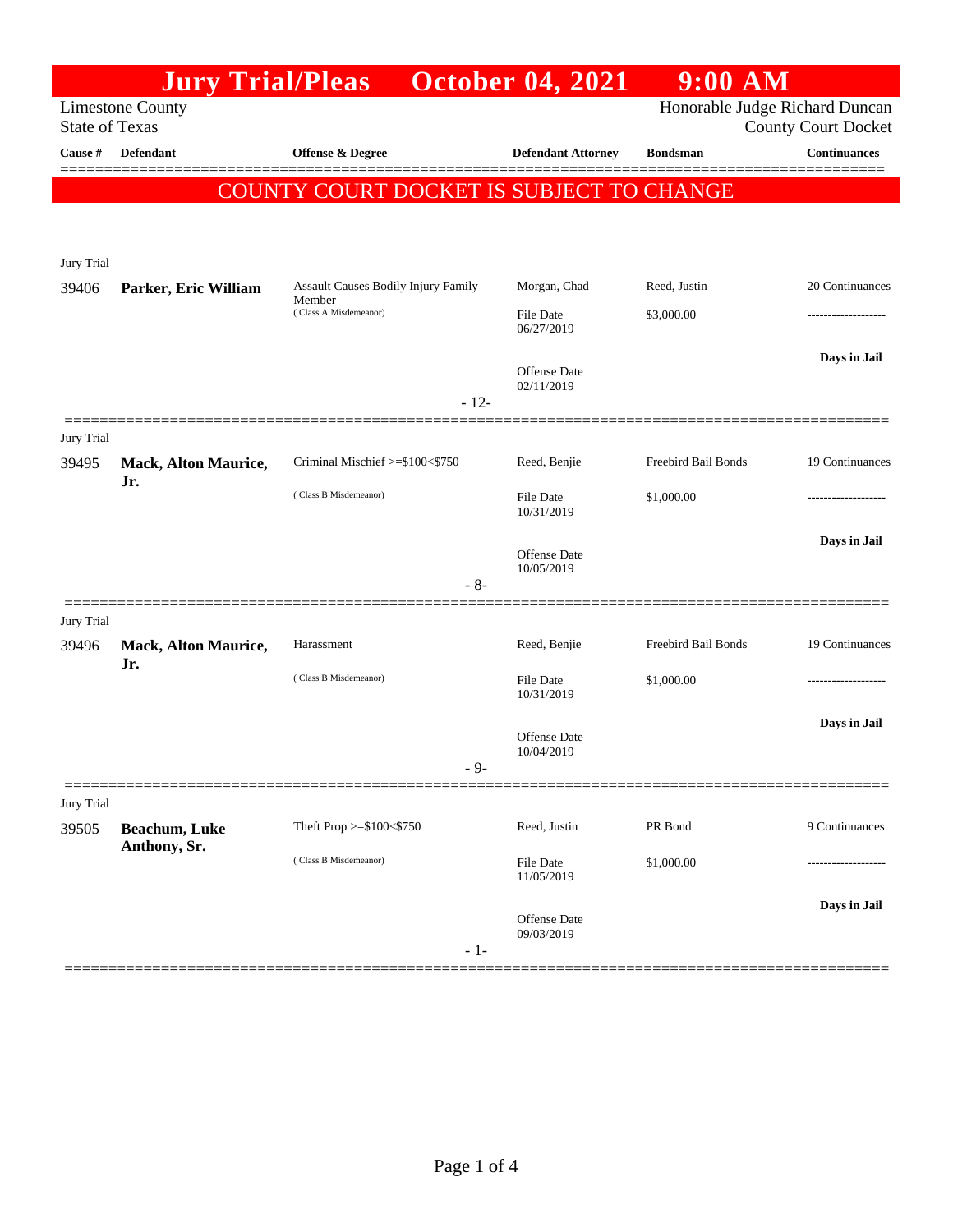# Jury Trial/Pleas October 04, 2021 9:00 AM

Limestone County
State of Texas

Honorable Judge Richard Duncan
County Court Docket

## COUNTY COURT DOCKET IS SUBJECT TO CHANGE

| Cause # | Defendant | Offense & Degree | Defendant Attorney | Bondsman | Continuances |
|---|---|---|---|---|---|
| **Jury Trial** | | | | | |
| 39406 | **Parker, Eric William** | Assault Causes Bodily Injury Family Member (Class A Misdemeanor) | Morgan, Chad<br>File Date 06/27/2019<br>Offense Date 02/11/2019 | Reed, Justin<br>$3,000.00 | 20 Continuances<br>-------------------<br>**Days in Jail** |
| | | - 12- | | | |
| **Jury Trial** | | | | | |
| 39495 | **Mack, Alton Maurice, Jr.** | Criminal Mischief >=$100<$750 (Class B Misdemeanor) | Reed, Benjie<br>File Date 10/31/2019<br>Offense Date 10/05/2019 | Freebird Bail Bonds<br>$1,000.00 | 19 Continuances<br>-------------------<br>**Days in Jail** |
| | | - 8- | | | |
| **Jury Trial** | | | | | |
| 39496 | **Mack, Alton Maurice, Jr.** | Harassment (Class B Misdemeanor) | Reed, Benjie<br>File Date 10/31/2019<br>Offense Date 10/04/2019 | Freebird Bail Bonds<br>$1,000.00 | 19 Continuances<br>-------------------<br>**Days in Jail** |
| | | - 9- | | | |
| **Jury Trial** | | | | | |
| 39505 | **Beachum, Luke Anthony, Sr.** | Theft Prop >=$100<$750 (Class B Misdemeanor) | Reed, Justin<br>File Date 11/05/2019<br>Offense Date 09/03/2019 | PR Bond<br>$1,000.00 | 9 Continuances<br>-------------------<br>**Days in Jail** |
| | | - 1- | | | |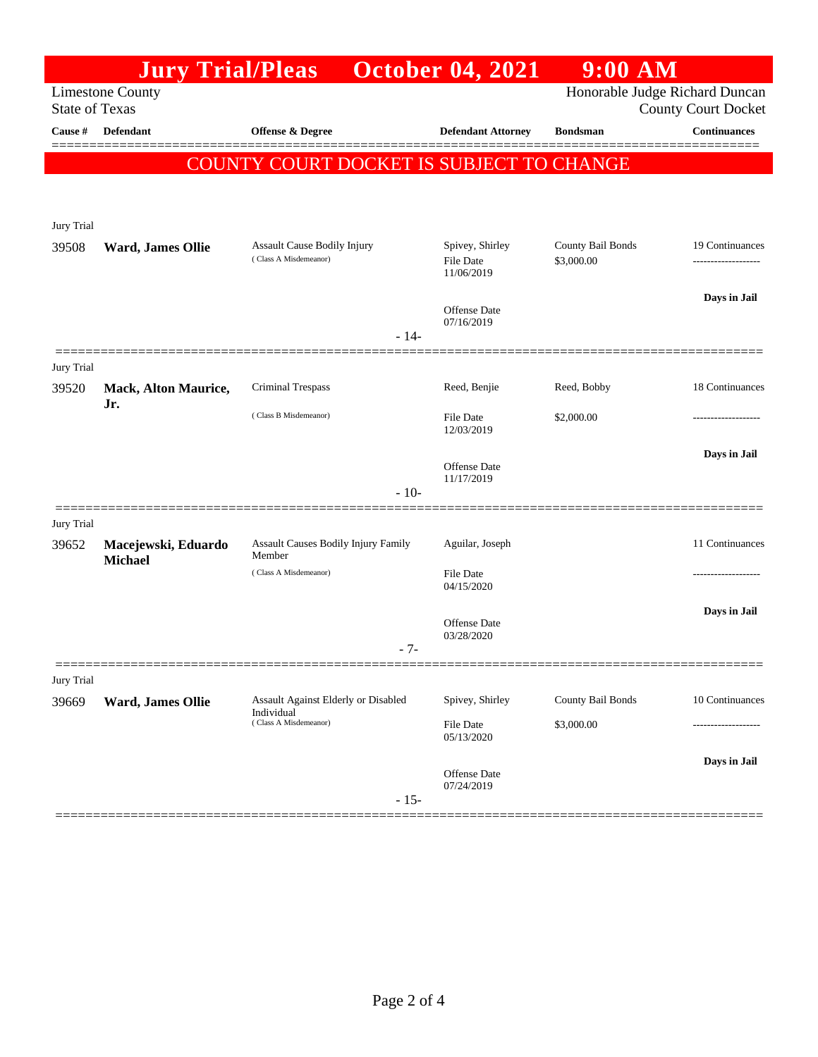# Jury Trial/Pleas October 04, 2021 9:00 AM

Limestone County
State of Texas

Honorable Judge Richard Duncan
County Court Docket

**COUNTY COURT DOCKET IS SUBJECT TO CHANGE**

| Cause # | Defendant | Offense & Degree | Defendant Attorney | Bondsman | Continuances |
|---|---|---|---|---|---|
| Jury Trial | | | | | |
| 39508 | **Ward, James Ollie** | Assault Cause Bodily Injury (Class A Misdemeanor) | Spivey, Shirley<br>File Date 11/06/2019<br>Offense Date 07/16/2019 | County Bail Bonds<br>$3,000.00 | 19 Continuances<br>-------------------<br>**Days in Jail** |
| | | - 14- | | | |
| Jury Trial | | | | | |
| 39520 | **Mack, Alton Maurice, Jr.** | Criminal Trespass (Class B Misdemeanor) | Reed, Benjie<br>File Date 12/03/2019<br>Offense Date 11/17/2019 | Reed, Bobby<br>$2,000.00 | 18 Continuances<br>-------------------<br>**Days in Jail** |
| | | - 10- | | | |
| Jury Trial | | | | | |
| 39652 | **Macejewski, Eduardo Michael** | Assault Causes Bodily Injury Family Member (Class A Misdemeanor) | Aguilar, Joseph<br>File Date 04/15/2020<br>Offense Date 03/28/2020 | | 11 Continuances<br>-------------------<br>**Days in Jail** |
| | | - 7- | | | |
| Jury Trial | | | | | |
| 39669 | **Ward, James Ollie** | Assault Against Elderly or Disabled Individual (Class A Misdemeanor) | Spivey, Shirley<br>File Date 05/13/2020<br>Offense Date 07/24/2019 | County Bail Bonds<br>$3,000.00 | 10 Continuances<br>-------------------<br>**Days in Jail** |
| | | - 15- | | | |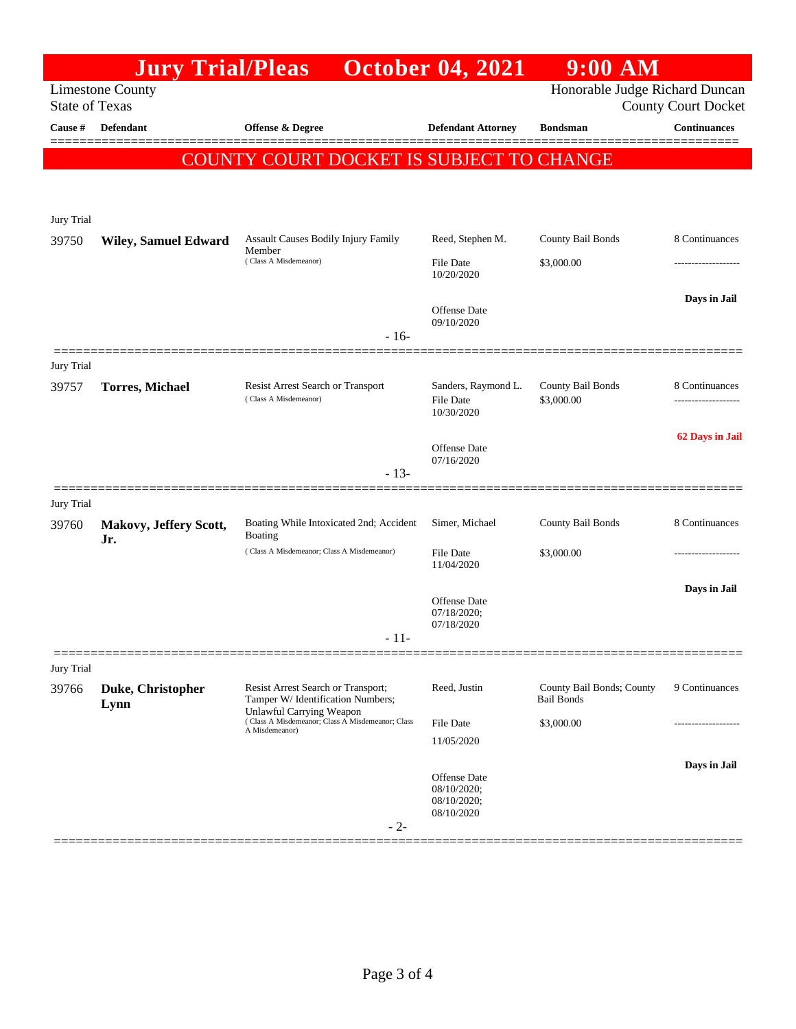# Jury Trial/Pleas October 04, 2021 9:00 AM

Limestone County
State of Texas

Honorable Judge Richard Duncan
County Court Docket

COUNTY COURT DOCKET IS SUBJECT TO CHANGE

| Cause # | Defendant | Offense & Degree | Defendant Attorney | Bondsman | Continuances |
|---|---|---|---|---|---|
| **Jury Trial** | | | | | |
| 39750 | **Wiley, Samuel Edward** | Assault Causes Bodily Injury Family Member (Class A Misdemeanor) | Reed, Stephen M.<br>File Date 10/20/2020<br>Offense Date 09/10/2020 | County Bail Bonds<br>$3,000.00 | 8 Continuances<br>-------------------<br>**Days in Jail** |
| | | - 16- | | | |
| **Jury Trial** | | | | | |
| 39757 | **Torres, Michael** | Resist Arrest Search or Transport (Class A Misdemeanor) | Sanders, Raymond L.<br>File Date 10/30/2020<br>Offense Date 07/16/2020 | County Bail Bonds<br>$3,000.00 | 8 Continuances<br>-------------------<br>**62 Days in Jail** |
| | | - 13- | | | |
| **Jury Trial** | | | | | |
| 39760 | **Makovy, Jeffery Scott, Jr.** | Boating While Intoxicated 2nd; Accident Boating (Class A Misdemeanor; Class A Misdemeanor) | Simer, Michael<br>File Date 11/04/2020<br>Offense Date 07/18/2020; 07/18/2020 | County Bail Bonds<br>$3,000.00 | 8 Continuances<br>-------------------<br>**Days in Jail** |
| | | - 11- | | | |
| **Jury Trial** | | | | | |
| 39766 | **Duke, Christopher Lynn** | Resist Arrest Search or Transport; Tamper W/ Identification Numbers; Unlawful Carrying Weapon (Class A Misdemeanor; Class A Misdemeanor; Class A Misdemeanor) | Reed, Justin<br>File Date 11/05/2020<br>Offense Date 08/10/2020; 08/10/2020; 08/10/2020 | County Bail Bonds; County Bail Bonds<br>$3,000.00 | 9 Continuances<br>-------------------<br>**Days in Jail** |
| | | - 2- | | | |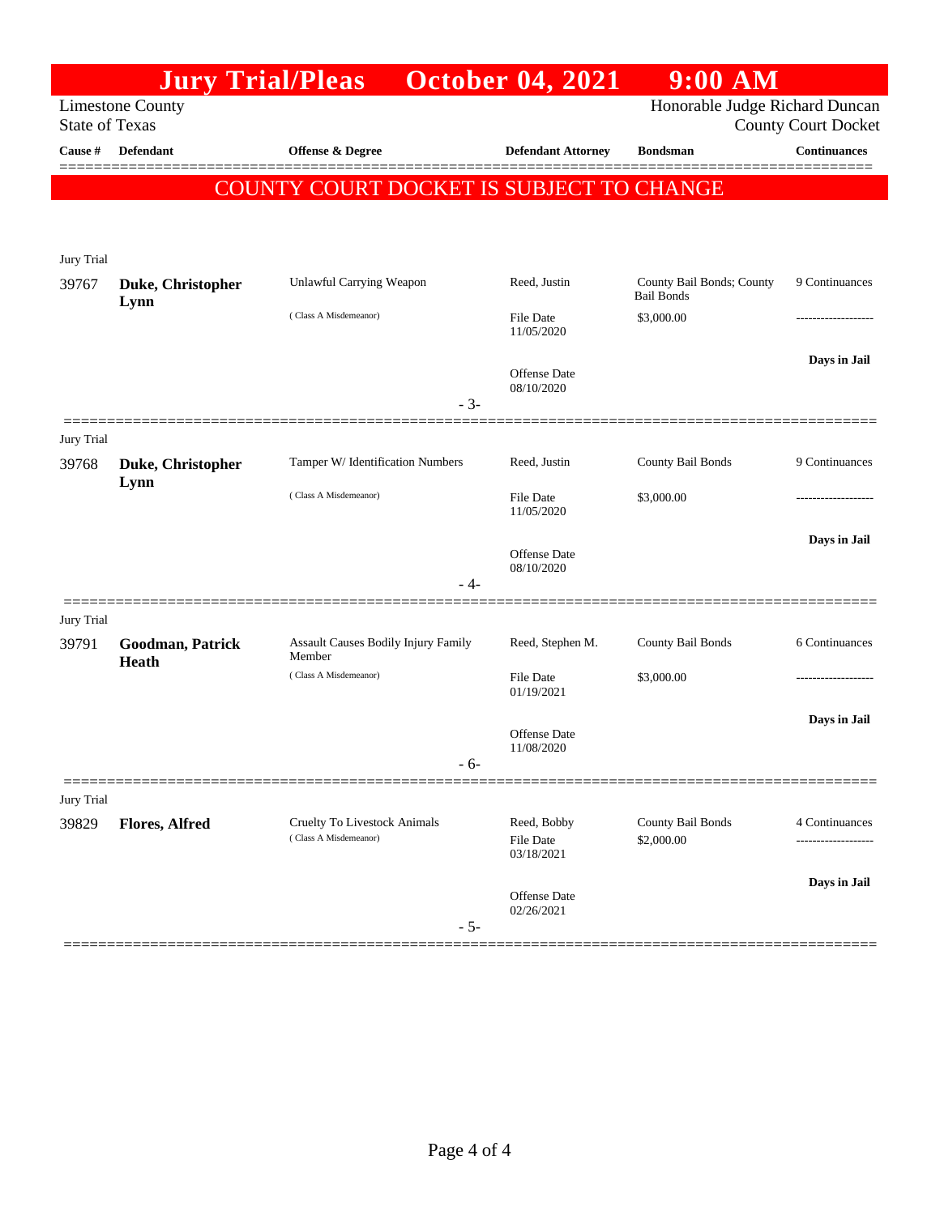# Jury Trial/Pleas October 04, 2021 9:00 AM

Limestone County
State of Texas

Honorable Judge Richard Duncan
County Court Docket

| Cause # | Defendant | Offense & Degree | Defendant Attorney | Bondsman | Continuances |
|---|---|---|---|---|---|

**COUNTY COURT DOCKET IS SUBJECT TO CHANGE**

Jury Trial

| Cause # | Defendant | Offense & Degree | Defendant Attorney | Bondsman | Continuances |
|---|---|---|---|---|---|
| 39767 | **Duke, Christopher Lynn** | Unlawful Carrying Weapon | Reed, Justin | County Bail Bonds; County Bail Bonds | 9 Continuances |
| | | ( Class A Misdemeanor) | File Date 11/05/2020 | $3,000.00 | ------------------- |
| | | | Offense Date 08/10/2020 | | **Days in Jail** |
| | | - 3- | | | |

Jury Trial

| Cause # | Defendant | Offense & Degree | Defendant Attorney | Bondsman | Continuances |
|---|---|---|---|---|---|
| 39768 | **Duke, Christopher Lynn** | Tamper W/ Identification Numbers | Reed, Justin | County Bail Bonds | 9 Continuances |
| | | ( Class A Misdemeanor) | File Date 11/05/2020 | $3,000.00 | ------------------- |
| | | | Offense Date 08/10/2020 | | **Days in Jail** |
| | | - 4- | | | |

Jury Trial

| Cause # | Defendant | Offense & Degree | Defendant Attorney | Bondsman | Continuances |
|---|---|---|---|---|---|
| 39791 | **Goodman, Patrick Heath** | Assault Causes Bodily Injury Family Member | Reed, Stephen M. | County Bail Bonds | 6 Continuances |
| | | ( Class A Misdemeanor) | File Date 01/19/2021 | $3,000.00 | ------------------- |
| | | | Offense Date 11/08/2020 | | **Days in Jail** |
| | | - 6- | | | |

Jury Trial

| Cause # | Defendant | Offense & Degree | Defendant Attorney | Bondsman | Continuances |
|---|---|---|---|---|---|
| 39829 | **Flores, Alfred** | Cruelty To Livestock Animals | Reed, Bobby | County Bail Bonds | 4 Continuances |
| | | ( Class A Misdemeanor) | File Date 03/18/2021 | $2,000.00 | ------------------- |
| | | | Offense Date 02/26/2021 | | **Days in Jail** |
| | | - 5- | | | |